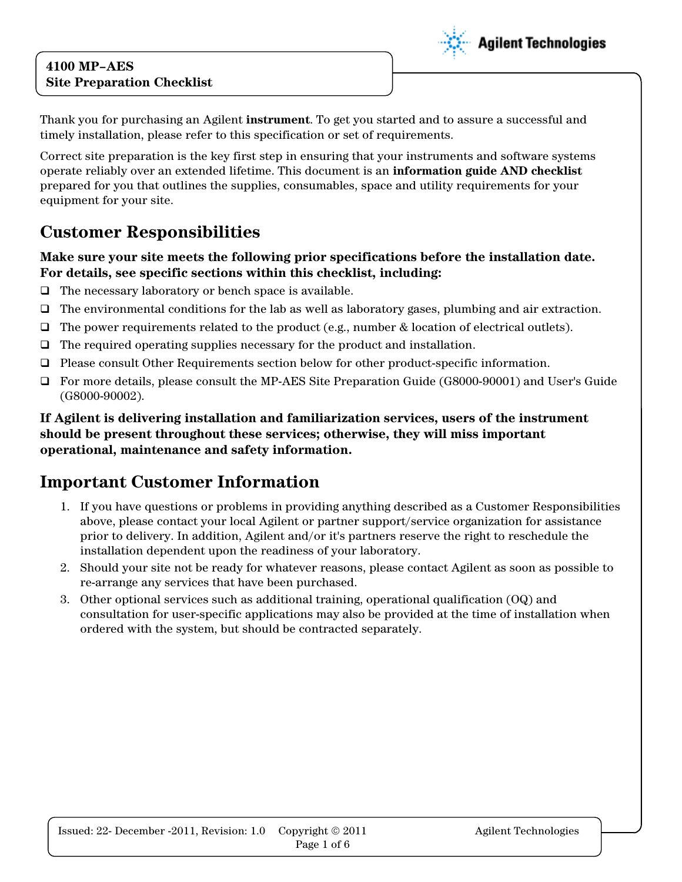# 4100 MP–AES
# Site Preparation Checklist

Thank you for purchasing an Agilent **instrument**. To get you started and to assure a successful and timely installation, please refer to this specification or set of requirements.

Correct site preparation is the key first step in ensuring that your instruments and software systems operate reliably over an extended lifetime. This document is an **information guide AND checklist** prepared for you that outlines the supplies, consumables, space and utility requirements for your equipment for your site.

## Customer Responsibilities

**Make sure your site meets the following prior specifications before the installation date. For details, see specific sections within this checklist, including:**

- ❑ The necessary laboratory or bench space is available.
- ❑ The environmental conditions for the lab as well as laboratory gases, plumbing and air extraction.
- ❑ The power requirements related to the product (e.g., number & location of electrical outlets).
- ❑ The required operating supplies necessary for the product and installation.
- ❑ Please consult Other Requirements section below for other product-specific information.
- ❑ For more details, please consult the MP-AES Site Preparation Guide (G8000-90001) and User's Guide (G8000-90002).

**If Agilent is delivering installation and familiarization services, users of the instrument should be present throughout these services; otherwise, they will miss important operational, maintenance and safety information.**

## Important Customer Information

1. If you have questions or problems in providing anything described as a Customer Responsibilities above, please contact your local Agilent or partner support/service organization for assistance prior to delivery. In addition, Agilent and/or it's partners reserve the right to reschedule the installation dependent upon the readiness of your laboratory.
2. Should your site not be ready for whatever reasons, please contact Agilent as soon as possible to re-arrange any services that have been purchased.
3. Other optional services such as additional training, operational qualification (OQ) and consultation for user-specific applications may also be provided at the time of installation when ordered with the system, but should be contracted separately.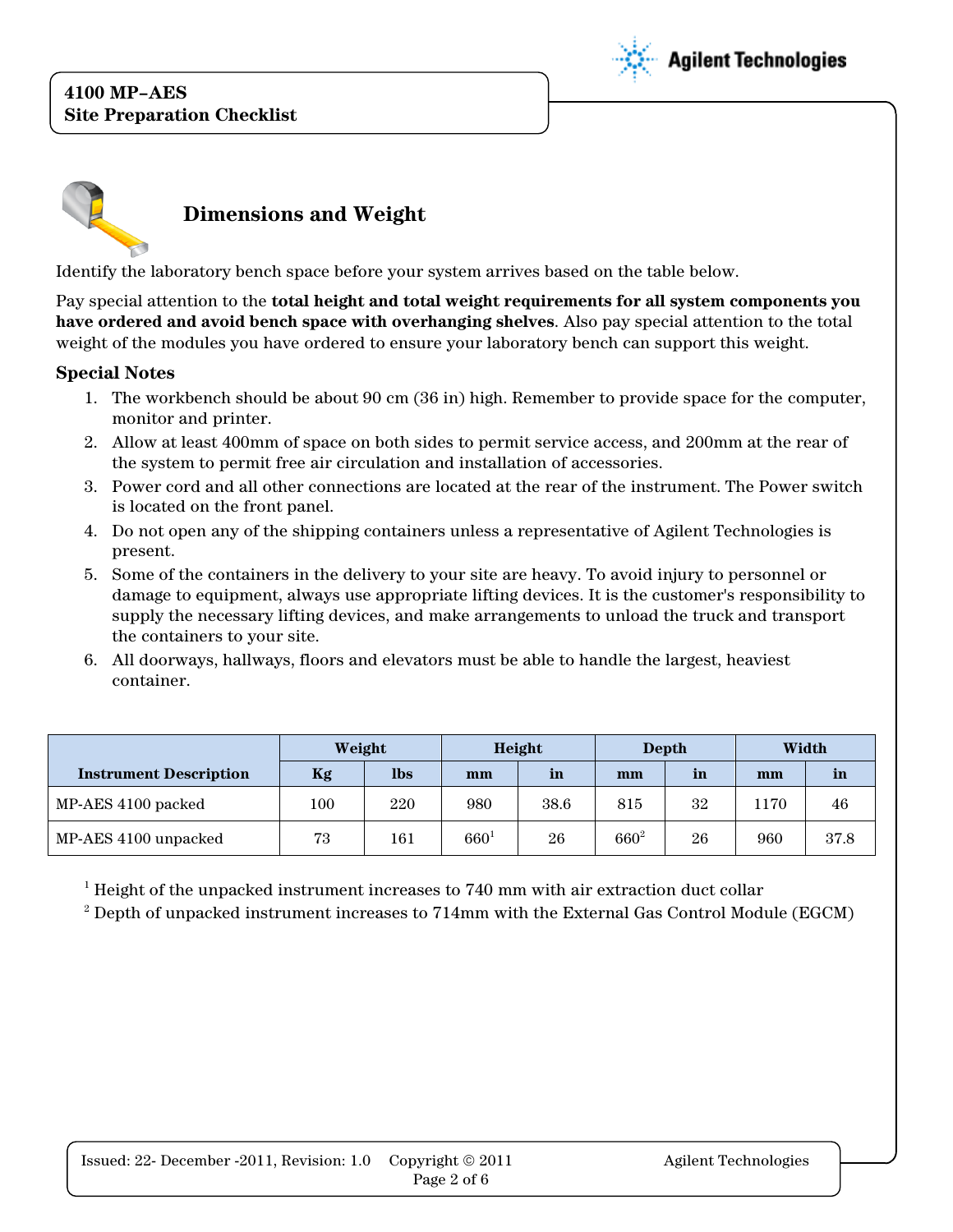## Dimensions and Weight

Identify the laboratory bench space before your system arrives based on the table below.

Pay special attention to the **total height and total weight requirements for all system components you have ordered and avoid bench space with overhanging shelves**. Also pay special attention to the total weight of the modules you have ordered to ensure your laboratory bench can support this weight.

### Special Notes

1. The workbench should be about 90 cm (36 in) high. Remember to provide space for the computer, monitor and printer.
2. Allow at least 400mm of space on both sides to permit service access, and 200mm at the rear of the system to permit free air circulation and installation of accessories.
3. Power cord and all other connections are located at the rear of the instrument. The Power switch is located on the front panel.
4. Do not open any of the shipping containers unless a representative of Agilent Technologies is present.
5. Some of the containers in the delivery to your site are heavy. To avoid injury to personnel or damage to equipment, always use appropriate lifting devices. It is the customer's responsibility to supply the necessary lifting devices, and make arrangements to unload the truck and transport the containers to your site.
6. All doorways, hallways, floors and elevators must be able to handle the largest, heaviest container.

| Instrument Description | Weight | | Height | | Depth | | Width | |
|---|---|---|---|---|---|---|---|---|
| | Kg | lbs | mm | in | mm | in | mm | in |
| MP-AES 4100 packed | 100 | 220 | 980 | 38.6 | 815 | 32 | 1170 | 46 |
| MP-AES 4100 unpacked | 73 | 161 | 660[1] | 26 | 660[2] | 26 | 960 | 37.8 |

[1] Height of the unpacked instrument increases to 740 mm with air extraction duct collar

[2] Depth of unpacked instrument increases to 714mm with the External Gas Control Module (EGCM)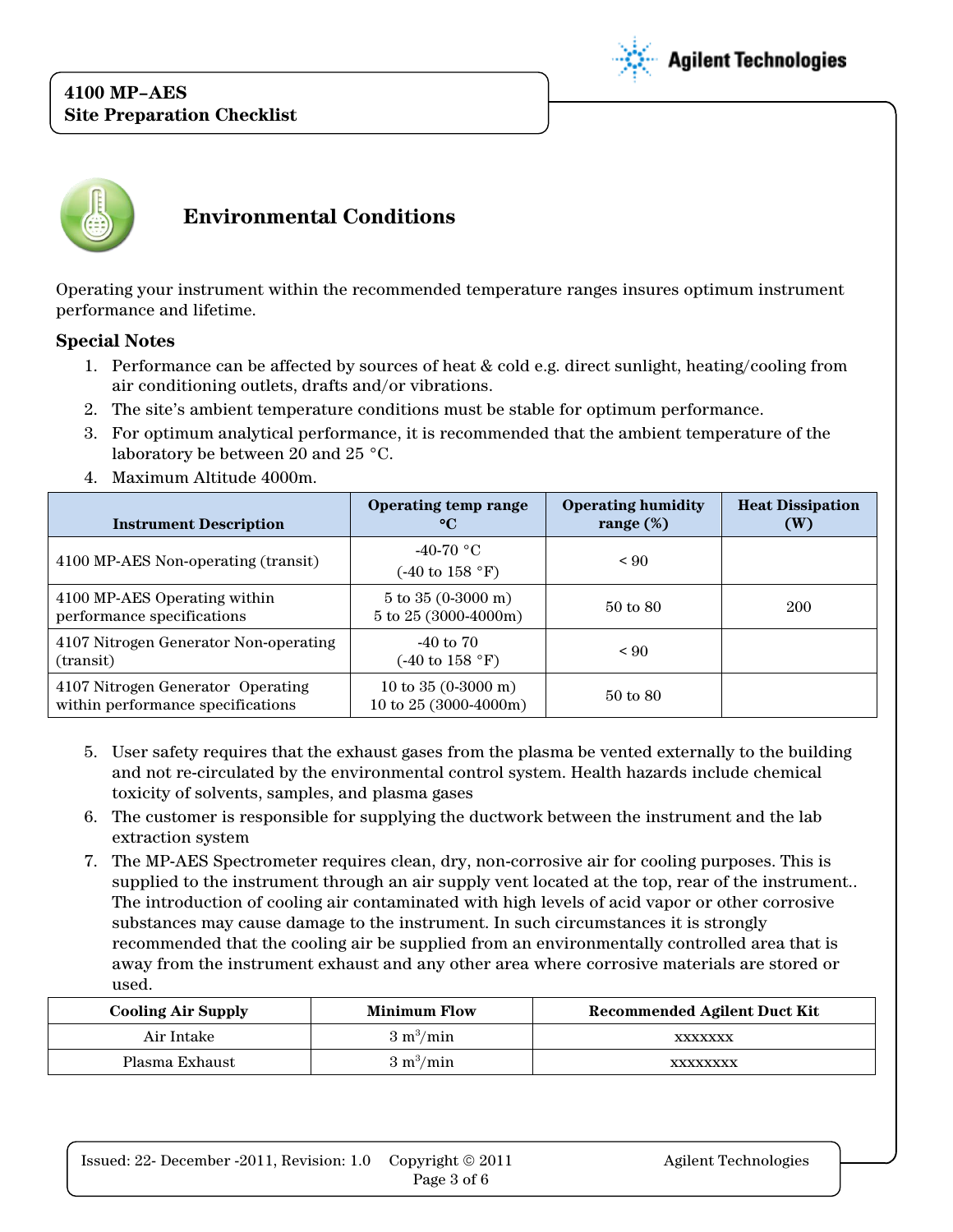## Environmental Conditions

Operating your instrument within the recommended temperature ranges insures optimum instrument performance and lifetime.

### Special Notes

1. Performance can be affected by sources of heat & cold e.g. direct sunlight, heating/cooling from air conditioning outlets, drafts and/or vibrations.
2. The site's ambient temperature conditions must be stable for optimum performance.
3. For optimum analytical performance, it is recommended that the ambient temperature of the laboratory be between 20 and 25 °C.
4. Maximum Altitude 4000m.

| Instrument Description | Operating temp range °C | Operating humidity range (%) | Heat Dissipation (W) |
|---|---|---|---|
| 4100 MP-AES Non-operating (transit) | -40-70 °C (-40 to 158 °F) | < 90 | |
| 4100 MP-AES Operating within performance specifications | 5 to 35 (0-3000 m) 5 to 25 (3000-4000m) | 50 to 80 | 200 |
| 4107 Nitrogen Generator Non-operating (transit) | -40 to 70 (-40 to 158 °F) | < 90 | |
| 4107 Nitrogen Generator Operating within performance specifications | 10 to 35 (0-3000 m) 10 to 25 (3000-4000m) | 50 to 80 | |

5. User safety requires that the exhaust gases from the plasma be vented externally to the building and not re-circulated by the environmental control system. Health hazards include chemical toxicity of solvents, samples, and plasma gases
6. The customer is responsible for supplying the ductwork between the instrument and the lab extraction system
7. The MP-AES Spectrometer requires clean, dry, non-corrosive air for cooling purposes. This is supplied to the instrument through an air supply vent located at the top, rear of the instrument.. The introduction of cooling air contaminated with high levels of acid vapor or other corrosive substances may cause damage to the instrument. In such circumstances it is strongly recommended that the cooling air be supplied from an environmentally controlled area that is away from the instrument exhaust and any other area where corrosive materials are stored or used.

| Cooling Air Supply | Minimum Flow | Recommended Agilent Duct Kit |
|---|---|---|
| Air Intake | 3 $m^3$/min | xxxxxxx |
| Plasma Exhaust | 3 $m^3$/min | xxxxxxxx |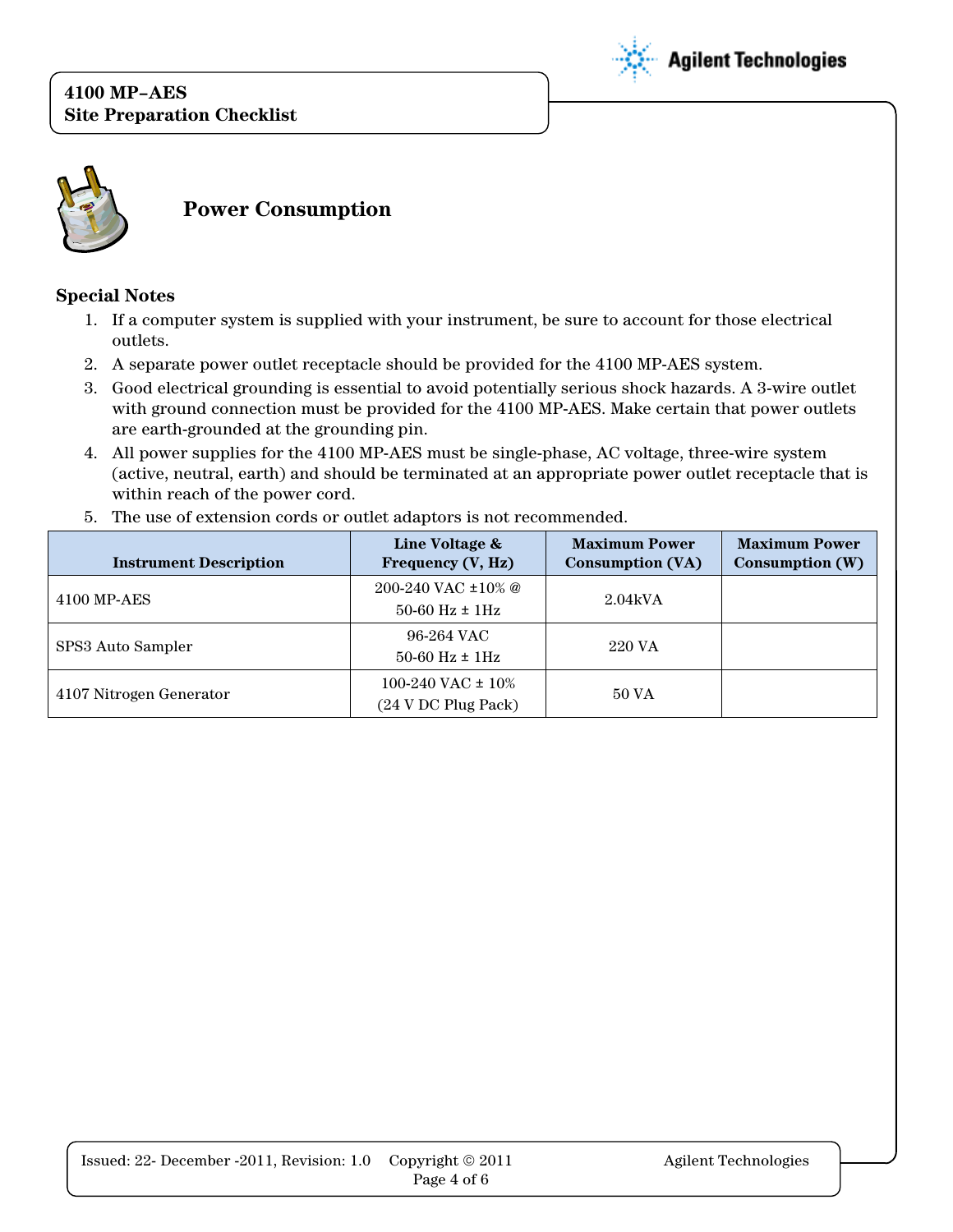## Power Consumption

### Special Notes

1. If a computer system is supplied with your instrument, be sure to account for those electrical outlets.
2. A separate power outlet receptacle should be provided for the 4100 MP-AES system.
3. Good electrical grounding is essential to avoid potentially serious shock hazards. A 3-wire outlet with ground connection must be provided for the 4100 MP-AES. Make certain that power outlets are earth-grounded at the grounding pin.
4. All power supplies for the 4100 MP-AES must be single-phase, AC voltage, three-wire system (active, neutral, earth) and should be terminated at an appropriate power outlet receptacle that is within reach of the power cord.
5. The use of extension cords or outlet adaptors is not recommended.

| Instrument Description | Line Voltage & Frequency (V, Hz) | Maximum Power Consumption (VA) | Maximum Power Consumption (W) |
|---|---|---|---|
| 4100 MP-AES | 200-240 VAC ±10% @ 50-60 Hz ± 1Hz | 2.04kVA | |
| SPS3 Auto Sampler | 96-264 VAC 50-60 Hz ± 1Hz | 220 VA | |
| 4107 Nitrogen Generator | 100-240 VAC ± 10% (24 V DC Plug Pack) | 50 VA | |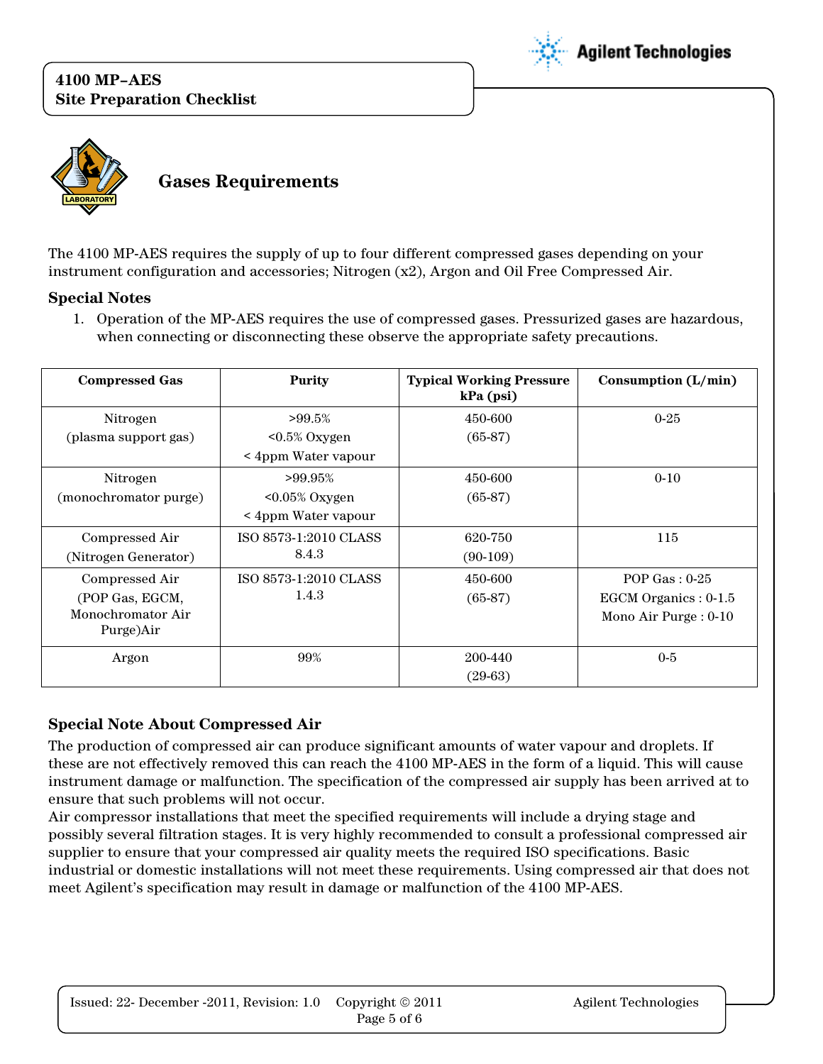## Gases Requirements

The 4100 MP-AES requires the supply of up to four different compressed gases depending on your instrument configuration and accessories; Nitrogen (x2), Argon and Oil Free Compressed Air.

### Special Notes

1. Operation of the MP-AES requires the use of compressed gases. Pressurized gases are hazardous, when connecting or disconnecting these observe the appropriate safety precautions.

| Compressed Gas | Purity | Typical Working Pressure kPa (psi) | Consumption (L/min) |
|---|---|---|---|
| Nitrogen (plasma support gas) | >99.5%<br><0.5% Oxygen<br>< 4ppm Water vapour | 450-600<br>(65-87) | 0-25 |
| Nitrogen (monochromator purge) | >99.95%<br><0.05% Oxygen<br>< 4ppm Water vapour | 450-600<br>(65-87) | 0-10 |
| Compressed Air (Nitrogen Generator) | ISO 8573-1:2010 CLASS 8.4.3 | 620-750<br>(90-109) | 115 |
| Compressed Air (POP Gas, EGCM, Monochromator Air Purge)Air | ISO 8573-1:2010 CLASS 1.4.3 | 450-600<br>(65-87) | POP Gas : 0-25<br>EGCM Organics : 0-1.5<br>Mono Air Purge : 0-10 |
| Argon | 99% | 200-440<br>(29-63) | 0-5 |

### Special Note About Compressed Air

The production of compressed air can produce significant amounts of water vapour and droplets. If these are not effectively removed this can reach the 4100 MP-AES in the form of a liquid. This will cause instrument damage or malfunction. The specification of the compressed air supply has been arrived at to ensure that such problems will not occur.

Air compressor installations that meet the specified requirements will include a drying stage and possibly several filtration stages. It is very highly recommended to consult a professional compressed air supplier to ensure that your compressed air quality meets the required ISO specifications. Basic industrial or domestic installations will not meet these requirements. Using compressed air that does not meet Agilent's specification may result in damage or malfunction of the 4100 MP-AES.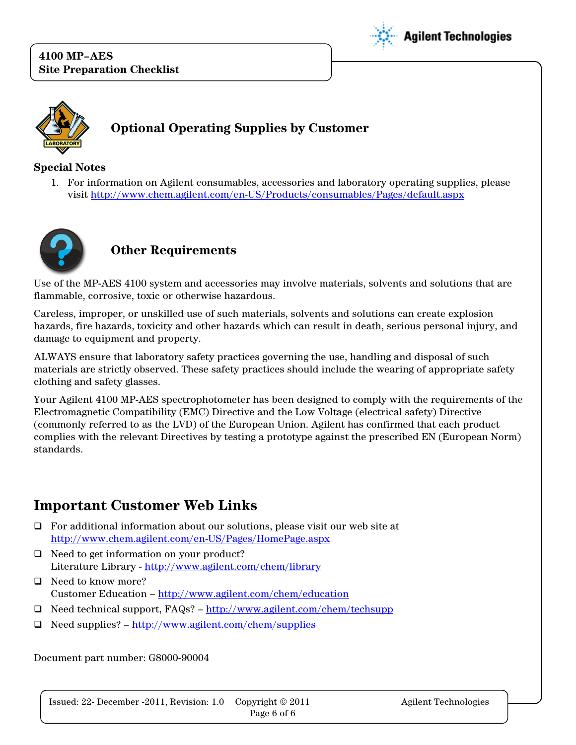## Optional Operating Supplies by Customer

**Special Notes**

1. For information on Agilent consumables, accessories and laboratory operating supplies, please visit http://www.chem.agilent.com/en-US/Products/consumables/Pages/default.aspx

## Other Requirements

Use of the MP-AES 4100 system and accessories may involve materials, solvents and solutions that are flammable, corrosive, toxic or otherwise hazardous.

Careless, improper, or unskilled use of such materials, solvents and solutions can create explosion hazards, fire hazards, toxicity and other hazards which can result in death, serious personal injury, and damage to equipment and property.

ALWAYS ensure that laboratory safety practices governing the use, handling and disposal of such materials are strictly observed. These safety practices should include the wearing of appropriate safety clothing and safety glasses.

Your Agilent 4100 MP-AES spectrophotometer has been designed to comply with the requirements of the Electromagnetic Compatibility (EMC) Directive and the Low Voltage (electrical safety) Directive (commonly referred to as the LVD) of the European Union. Agilent has confirmed that each product complies with the relevant Directives by testing a prototype against the prescribed EN (European Norm) standards.

# Important Customer Web Links

- ❑ For additional information about our solutions, please visit our web site at http://www.chem.agilent.com/en-US/Pages/HomePage.aspx
- ❑ Need to get information on your product?
  Literature Library - http://www.agilent.com/chem/library
- ❑ Need to know more?
  Customer Education – http://www.agilent.com/chem/education
- ❑ Need technical support, FAQs? – http://www.agilent.com/chem/techsupp
- ❑ Need supplies? – http://www.agilent.com/chem/supplies

Document part number: G8000-90004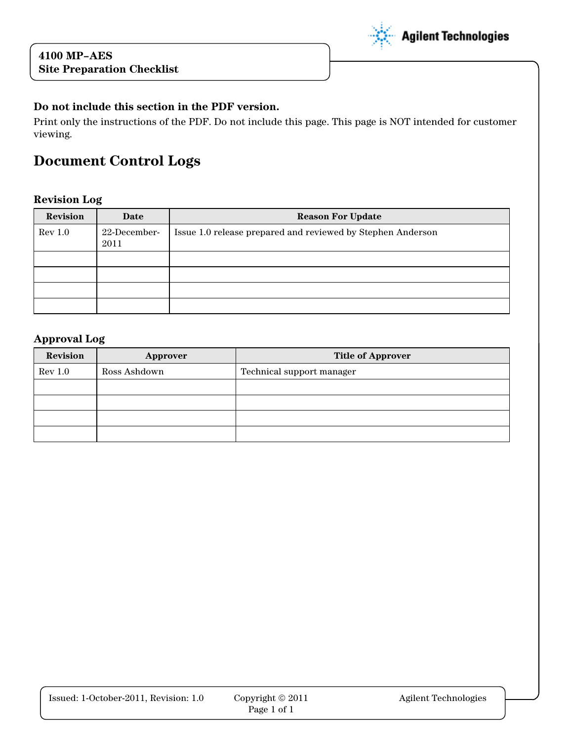**Do not include this section in the PDF version.**

Print only the instructions of the PDF. Do not include this page. This page is NOT intended for customer viewing.

# Document Control Logs

### Revision Log

| Revision | Date | Reason For Update |
| --- | --- | --- |
| Rev 1.0 | 22-December-2011 | Issue 1.0 release prepared and reviewed by Stephen Anderson |
| | | |
| | | |
| | | |
| | | |

### Approval Log

| Revision | Approver | Title of Approver |
| --- | --- | --- |
| Rev 1.0 | Ross Ashdown | Technical support manager |
| | | |
| | | |
| | | |
| | | |